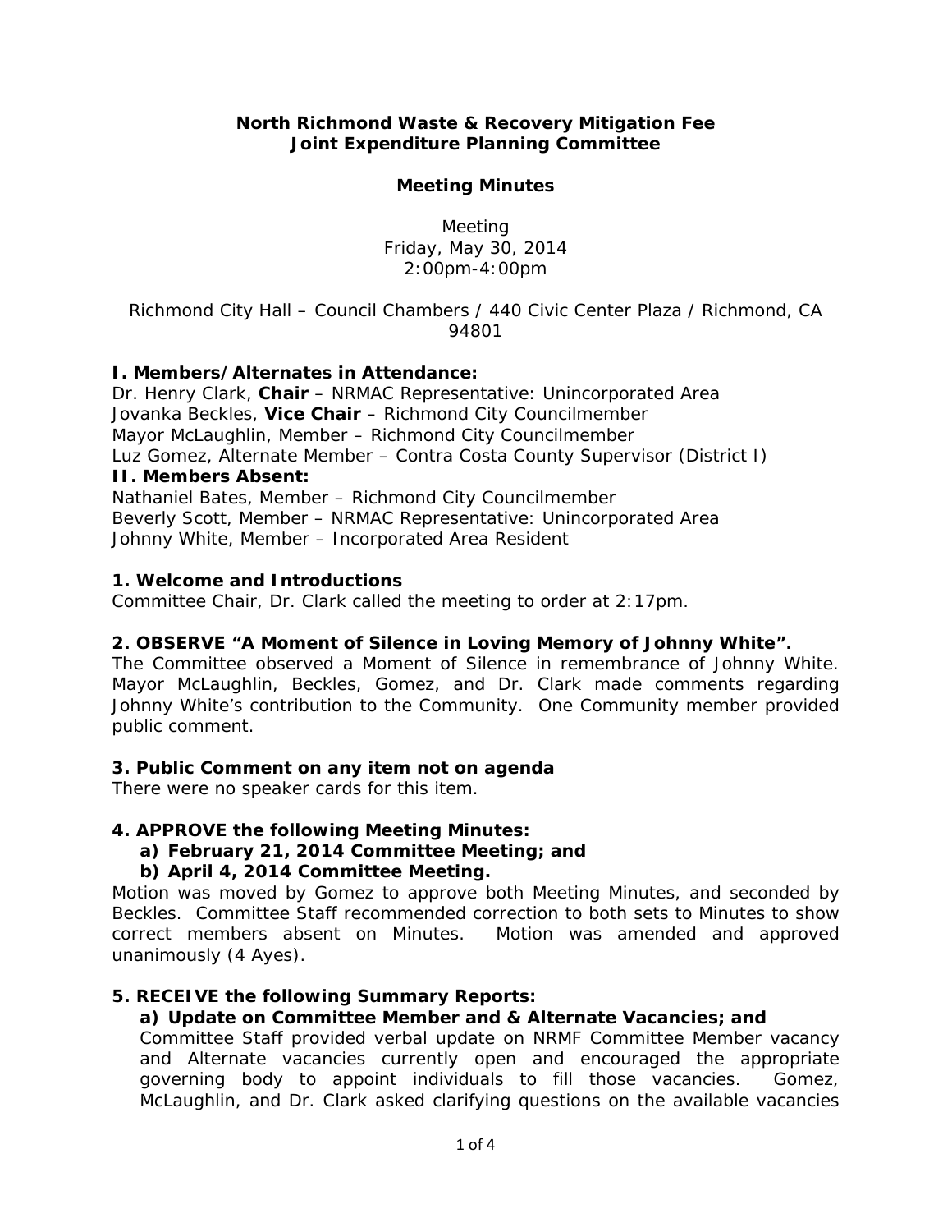**North Richmond Waste & Recovery Mitigation Fee**
**Joint Expenditure Planning Committee**

**Meeting Minutes**

Meeting
Friday, May 30, 2014
2:00pm-4:00pm

Richmond City Hall – Council Chambers / 440 Civic Center Plaza / Richmond, CA 94801

### I. Members/Alternates in Attendance:

Dr. Henry Clark, **Chair** – NRMAC Representative: Unincorporated Area
Jovanka Beckles, **Vice Chair** – Richmond City Councilmember
Mayor McLaughlin, Member – Richmond City Councilmember
Luz Gomez, Alternate Member – Contra Costa County Supervisor (District I)

### II. Members Absent:

Nathaniel Bates, Member – Richmond City Councilmember
Beverly Scott, Member – NRMAC Representative: Unincorporated Area
Johnny White, Member – Incorporated Area Resident

### 1. Welcome and Introductions

Committee Chair, Dr. Clark called the meeting to order at 2:17pm.

### 2. OBSERVE "A Moment of Silence in Loving Memory of Johnny White".

The Committee observed a Moment of Silence in remembrance of Johnny White. Mayor McLaughlin, Beckles, Gomez, and Dr. Clark made comments regarding Johnny White's contribution to the Community. One Community member provided public comment.

### 3. Public Comment on any item not on agenda

There were no speaker cards for this item.

### 4. APPROVE the following Meeting Minutes:

**a) February 21, 2014 Committee Meeting; and**
**b) April 4, 2014 Committee Meeting.**

Motion was moved by Gomez to approve both Meeting Minutes, and seconded by Beckles. Committee Staff recommended correction to both sets to Minutes to show correct members absent on Minutes. Motion was amended and approved unanimously (4 Ayes).

### 5. RECEIVE the following Summary Reports:

**a) Update on Committee Member and & Alternate Vacancies; and**

Committee Staff provided verbal update on NRMF Committee Member vacancy and Alternate vacancies currently open and encouraged the appropriate governing body to appoint individuals to fill those vacancies. Gomez, McLaughlin, and Dr. Clark asked clarifying questions on the available vacancies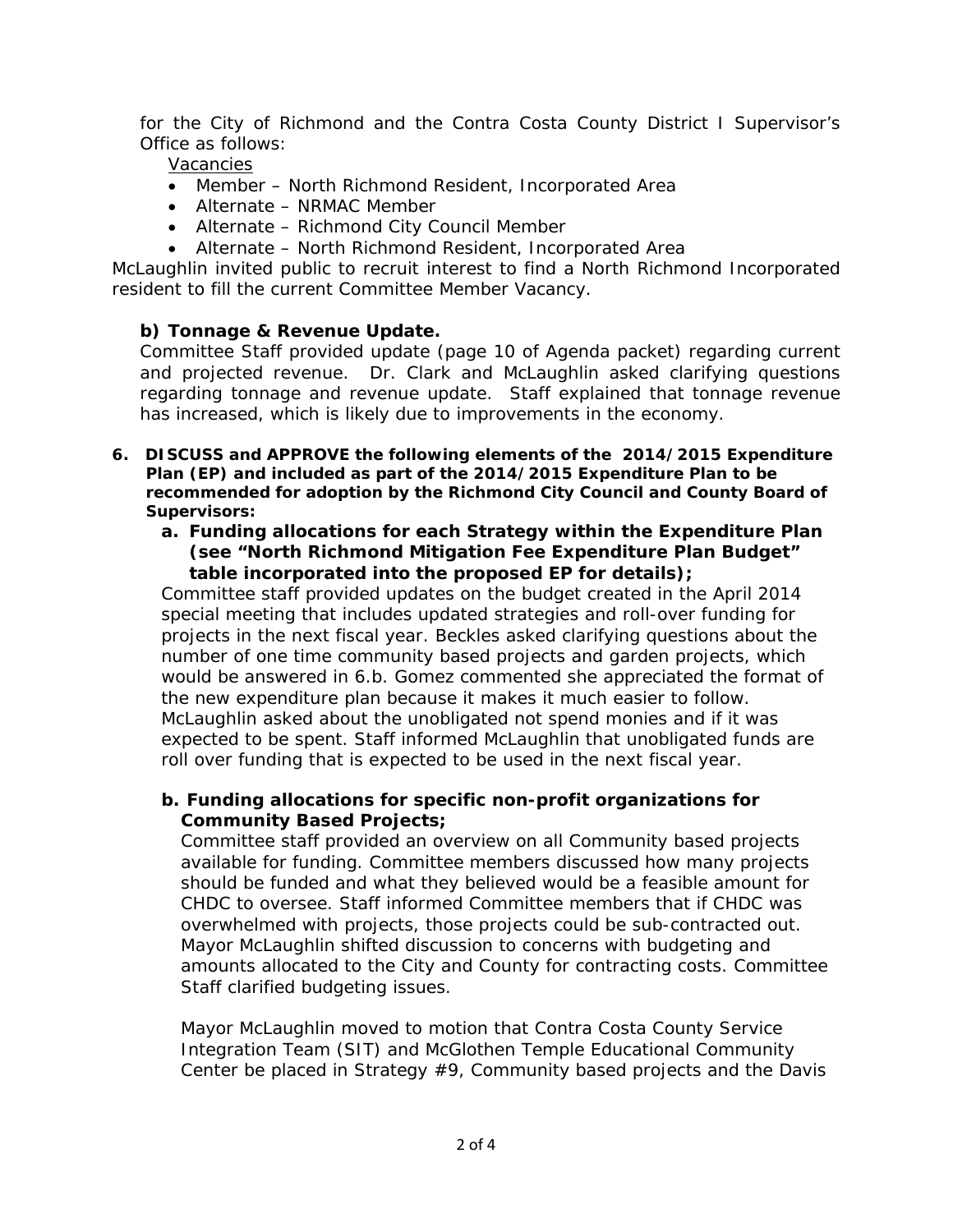for the City of Richmond and the Contra Costa County District I Supervisor's Office as follows:

Vacancies

- Member – North Richmond Resident, Incorporated Area
- Alternate – NRMAC Member
- Alternate – Richmond City Council Member
- Alternate – North Richmond Resident, Incorporated Area

McLaughlin invited public to recruit interest to find a North Richmond Incorporated resident to fill the current Committee Member Vacancy.

**b) Tonnage & Revenue Update.**

Committee Staff provided update (page 10 of Agenda packet) regarding current and projected revenue. Dr. Clark and McLaughlin asked clarifying questions regarding tonnage and revenue update. Staff explained that tonnage revenue has increased, which is likely due to improvements in the economy.

**6. DISCUSS and APPROVE the following elements of the 2014/2015 Expenditure Plan (EP) and included as part of the 2014/2015 Expenditure Plan to be recommended for adoption by the Richmond City Council and County Board of Supervisors:**

**a. Funding allocations for each Strategy within the Expenditure Plan (see "North Richmond Mitigation Fee Expenditure Plan Budget" table incorporated into the proposed EP for details);**

Committee staff provided updates on the budget created in the April 2014 special meeting that includes updated strategies and roll-over funding for projects in the next fiscal year. Beckles asked clarifying questions about the number of one time community based projects and garden projects, which would be answered in 6.b. Gomez commented she appreciated the format of the new expenditure plan because it makes it much easier to follow. McLaughlin asked about the unobligated not spend monies and if it was expected to be spent. Staff informed McLaughlin that unobligated funds are roll over funding that is expected to be used in the next fiscal year.

**b. Funding allocations for specific non-profit organizations for Community Based Projects;**

Committee staff provided an overview on all Community based projects available for funding. Committee members discussed how many projects should be funded and what they believed would be a feasible amount for CHDC to oversee. Staff informed Committee members that if CHDC was overwhelmed with projects, those projects could be sub-contracted out. Mayor McLaughlin shifted discussion to concerns with budgeting and amounts allocated to the City and County for contracting costs. Committee Staff clarified budgeting issues.

Mayor McLaughlin moved to motion that Contra Costa County Service Integration Team (SIT) and McGlothen Temple Educational Community Center be placed in Strategy #9, Community based projects and the Davis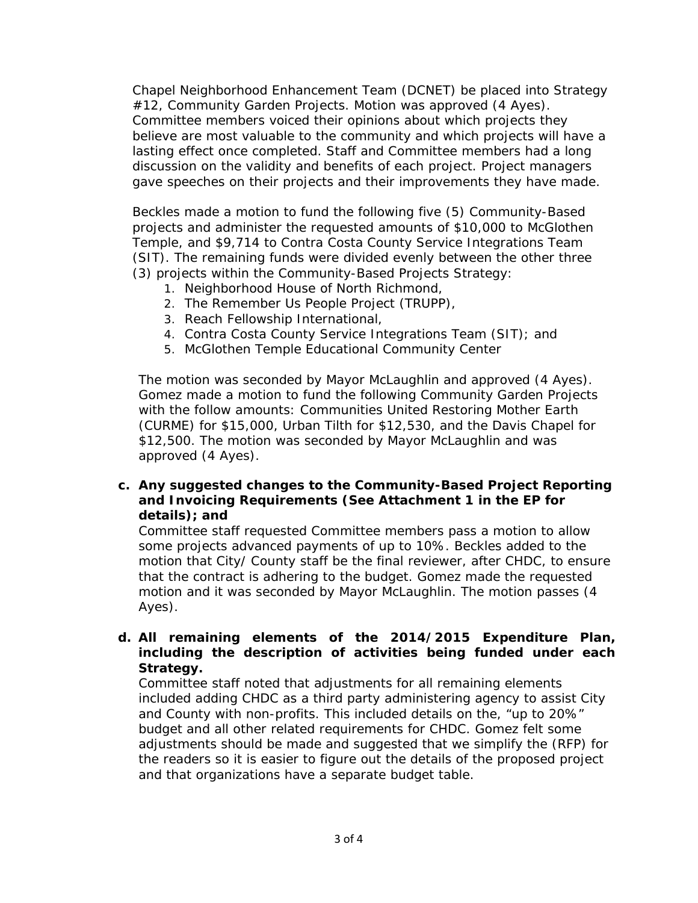Chapel Neighborhood Enhancement Team (DCNET) be placed into Strategy #12, Community Garden Projects. Motion was approved (4 Ayes). Committee members voiced their opinions about which projects they believe are most valuable to the community and which projects will have a lasting effect once completed. Staff and Committee members had a long discussion on the validity and benefits of each project. Project managers gave speeches on their projects and their improvements they have made.

Beckles made a motion to fund the following five (5) Community-Based projects and administer the requested amounts of $10,000 to McGlothen Temple, and $9,714 to Contra Costa County Service Integrations Team (SIT). The remaining funds were divided evenly between the other three (3) projects within the Community-Based Projects Strategy:

1. Neighborhood House of North Richmond,
2. The Remember Us People Project (TRUPP),
3. Reach Fellowship International,
4. Contra Costa County Service Integrations Team (SIT); and
5. McGlothen Temple Educational Community Center

The motion was seconded by Mayor McLaughlin and approved (4 Ayes). Gomez made a motion to fund the following Community Garden Projects with the follow amounts: Communities United Restoring Mother Earth (CURME) for $15,000, Urban Tilth for $12,530, and the Davis Chapel for $12,500. The motion was seconded by Mayor McLaughlin and was approved (4 Ayes).

**c. Any suggested changes to the Community-Based Project Reporting and Invoicing Requirements (See Attachment 1 in the EP for details); and**

Committee staff requested Committee members pass a motion to allow some projects advanced payments of up to 10%. Beckles added to the motion that City/ County staff be the final reviewer, after CHDC, to ensure that the contract is adhering to the budget. Gomez made the requested motion and it was seconded by Mayor McLaughlin. The motion passes (4 Ayes).

**d. All remaining elements of the 2014/2015 Expenditure Plan, including the description of activities being funded under each Strategy.**

Committee staff noted that adjustments for all remaining elements included adding CHDC as a third party administering agency to assist City and County with non-profits. This included details on the, "up to 20%" budget and all other related requirements for CHDC. Gomez felt some adjustments should be made and suggested that we simplify the (RFP) for the readers so it is easier to figure out the details of the proposed project and that organizations have a separate budget table.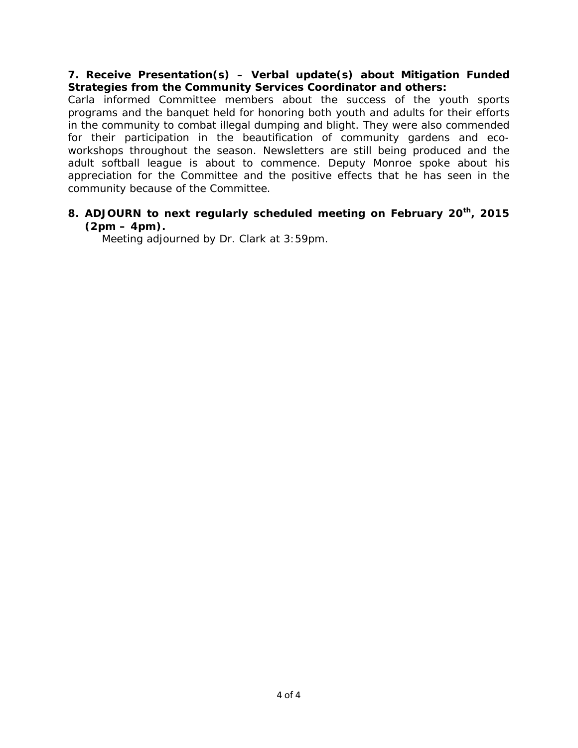**7. Receive Presentation(s) – Verbal update(s) about Mitigation Funded Strategies from the Community Services Coordinator and others:**

Carla informed Committee members about the success of the youth sports programs and the banquet held for honoring both youth and adults for their efforts in the community to combat illegal dumping and blight. They were also commended for their participation in the beautification of community gardens and eco-workshops throughout the season. Newsletters are still being produced and the adult softball league is about to commence. Deputy Monroe spoke about his appreciation for the Committee and the positive effects that he has seen in the community because of the Committee.

**8. ADJOURN to next regularly scheduled meeting on February 20th, 2015 (2pm – 4pm).**

Meeting adjourned by Dr. Clark at 3:59pm.